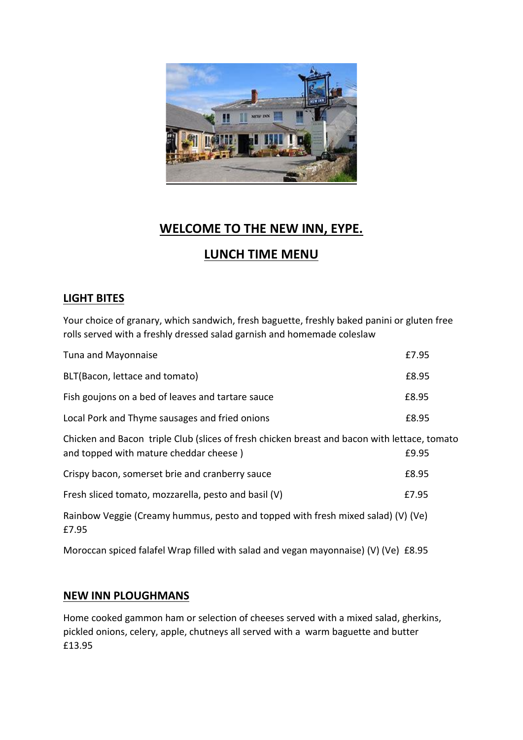# WELCOME TO THE NEW INN, EYPE.

## LUNCH TIME MENU

### LIGHT BITES

Your choice of granary, which sandwich, fresh baguette, freshly baked panini or gluten free rolls served with a freshly dressed salad garnish and homemade coleslaw

| | |
|---|---|
| Tuna and Mayonnaise | £7.95 |
| BLT(Bacon, lettace and tomato) | £8.95 |
| Fish goujons on a bed of leaves and tartare sauce | £8.95 |
| Local Pork and Thyme sausages and fried onions | £8.95 |
| Chicken and Bacon triple Club (slices of fresh chicken breast and bacon with lettace, tomato and topped with mature cheddar cheese ) | £9.95 |
| Crispy bacon, somerset brie and cranberry sauce | £8.95 |
| Fresh sliced tomato, mozzarella, pesto and basil (V) | £7.95 |

Rainbow Veggie (Creamy hummus, pesto and topped with fresh mixed salad) (V) (Ve) £7.95

Moroccan spiced falafel Wrap filled with salad and vegan mayonnaise) (V) (Ve) £8.95

### NEW INN PLOUGHMANS

Home cooked gammon ham or selection of cheeses served with a mixed salad, gherkins, pickled onions, celery, apple, chutneys all served with a warm baguette and butter £13.95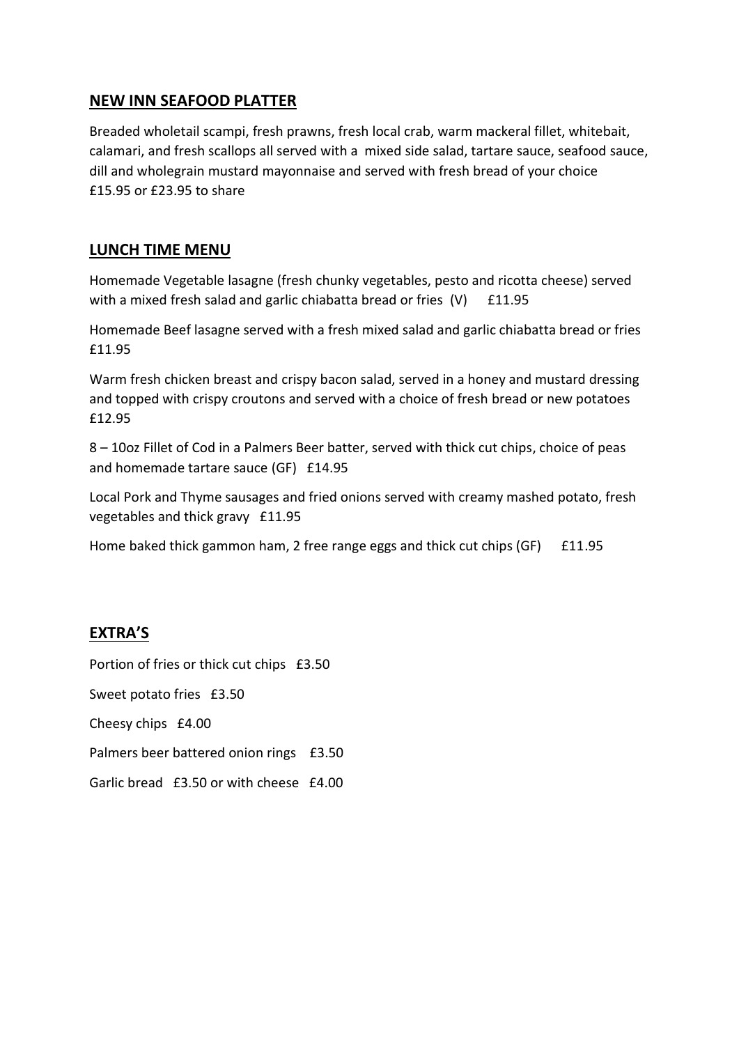## NEW INN SEAFOOD PLATTER

Breaded wholetail scampi, fresh prawns, fresh local crab, warm mackeral fillet, whitebait, calamari, and fresh scallops all served with a mixed side salad, tartare sauce, seafood sauce, dill and wholegrain mustard mayonnaise and served with fresh bread of your choice
£15.95 or £23.95 to share

## LUNCH TIME MENU

Homemade Vegetable lasagne (fresh chunky vegetables, pesto and ricotta cheese) served with a mixed fresh salad and garlic chiabatta bread or fries (V) £11.95

Homemade Beef lasagne served with a fresh mixed salad and garlic chiabatta bread or fries
£11.95

Warm fresh chicken breast and crispy bacon salad, served in a honey and mustard dressing and topped with crispy croutons and served with a choice of fresh bread or new potatoes
£12.95

8 – 10oz Fillet of Cod in a Palmers Beer batter, served with thick cut chips, choice of peas and homemade tartare sauce (GF) £14.95

Local Pork and Thyme sausages and fried onions served with creamy mashed potato, fresh vegetables and thick gravy £11.95

Home baked thick gammon ham, 2 free range eggs and thick cut chips (GF) £11.95

## EXTRA'S

Portion of fries or thick cut chips £3.50

Sweet potato fries £3.50

Cheesy chips £4.00

Palmers beer battered onion rings £3.50

Garlic bread £3.50 or with cheese £4.00